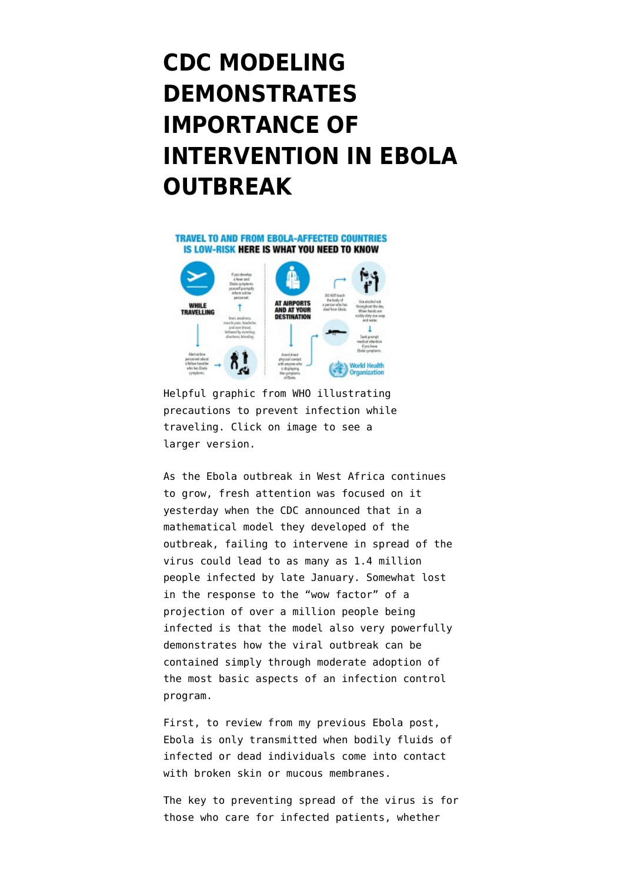# CDC MODELING DEMONSTRATES IMPORTANCE OF INTERVENTION IN EBOLA OUTBREAK

Helpful graphic from WHO illustrating precautions to prevent infection while traveling. Click on image to see a larger version.

As the Ebola outbreak in West Africa continues to grow, fresh attention was focused on it yesterday when the CDC announced that in a mathematical model they developed of the outbreak, failing to intervene in spread of the virus could lead to as many as 1.4 million people infected by late January. Somewhat lost in the response to the "wow factor" of a projection of over a million people being infected is that the model also very powerfully demonstrates how the viral outbreak can be contained simply through moderate adoption of the most basic aspects of an infection control program.

First, to review from my previous Ebola post, Ebola is only transmitted when bodily fluids of infected or dead individuals come into contact with broken skin or mucous membranes.

The key to preventing spread of the virus is for those who care for infected patients, whether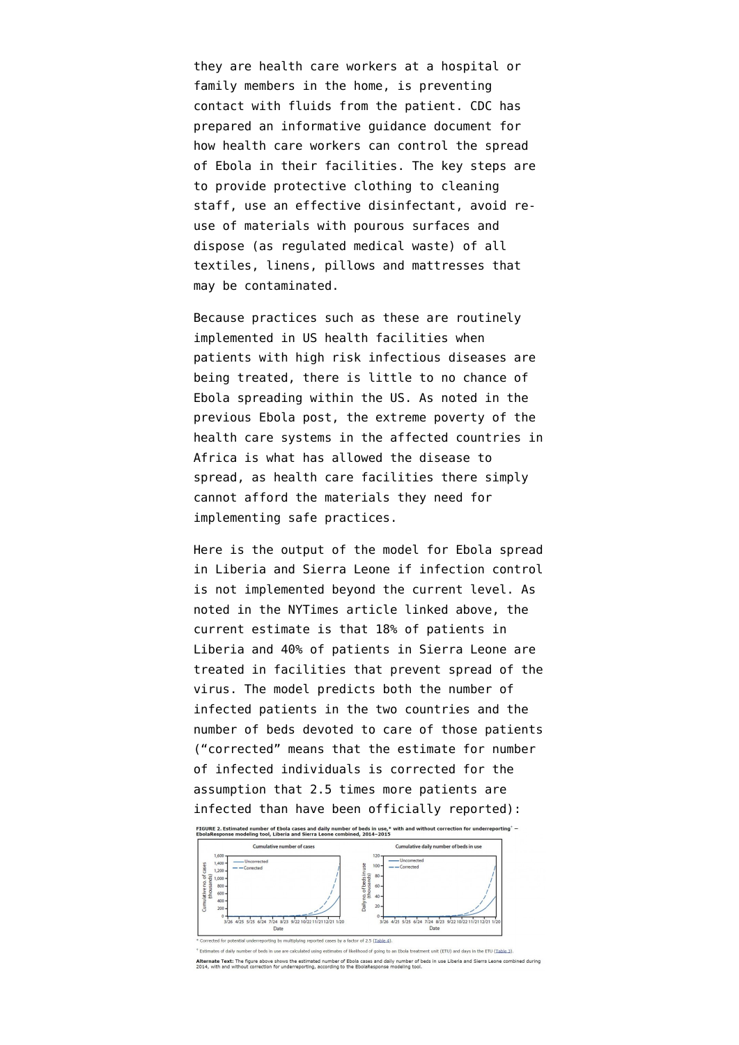they are health care workers at a hospital or family members in the home, is preventing contact with fluids from the patient. CDC has prepared an informative guidance document for how health care workers can control the spread of Ebola in their facilities. The key steps are to provide protective clothing to cleaning staff, use an effective disinfectant, avoid re-use of materials with pourous surfaces and dispose (as regulated medical waste) of all textiles, linens, pillows and mattresses that may be contaminated.

Because practices such as these are routinely implemented in US health facilities when patients with high risk infectious diseases are being treated, there is little to no chance of Ebola spreading within the US. As noted in the previous Ebola post, the extreme poverty of the health care systems in the affected countries in Africa is what has allowed the disease to spread, as health care facilities there simply cannot afford the materials they need for implementing safe practices.

Here is the output of the model for Ebola spread in Liberia and Sierra Leone if infection control is not implemented beyond the current level. As noted in the NYTimes article linked above, the current estimate is that 18% of patients in Liberia and 40% of patients in Sierra Leone are treated in facilities that prevent spread of the virus. The model predicts both the number of infected patients in the two countries and the number of beds devoted to care of those patients ("corrected" means that the estimate for number of infected individuals is corrected for the assumption that 2.5 times more patients are infected than have been officially reported):

**FIGURE 2. Estimated number of Ebola cases and daily number of beds in use,* with and without correction for underreporting† — EbolaResponse modeling tool, Liberia and Sierra Leone combined, 2014–2015**

\* Corrected for potential underreporting by multiplying reported cases by a factor of 2.5 (Table 4).

† Estimates of daily number of beds in use are calculated using estimates of likelihood of going to an Ebola treatment unit (ETU) and days in the ETU (Table 3).

**Alternate Text:** The figure above shows the estimated number of Ebola cases and daily number of beds in use Liberia and Sierra Leone combined during 2014, with and without correction for underreporting, according to the EbolaResponse modeling tool.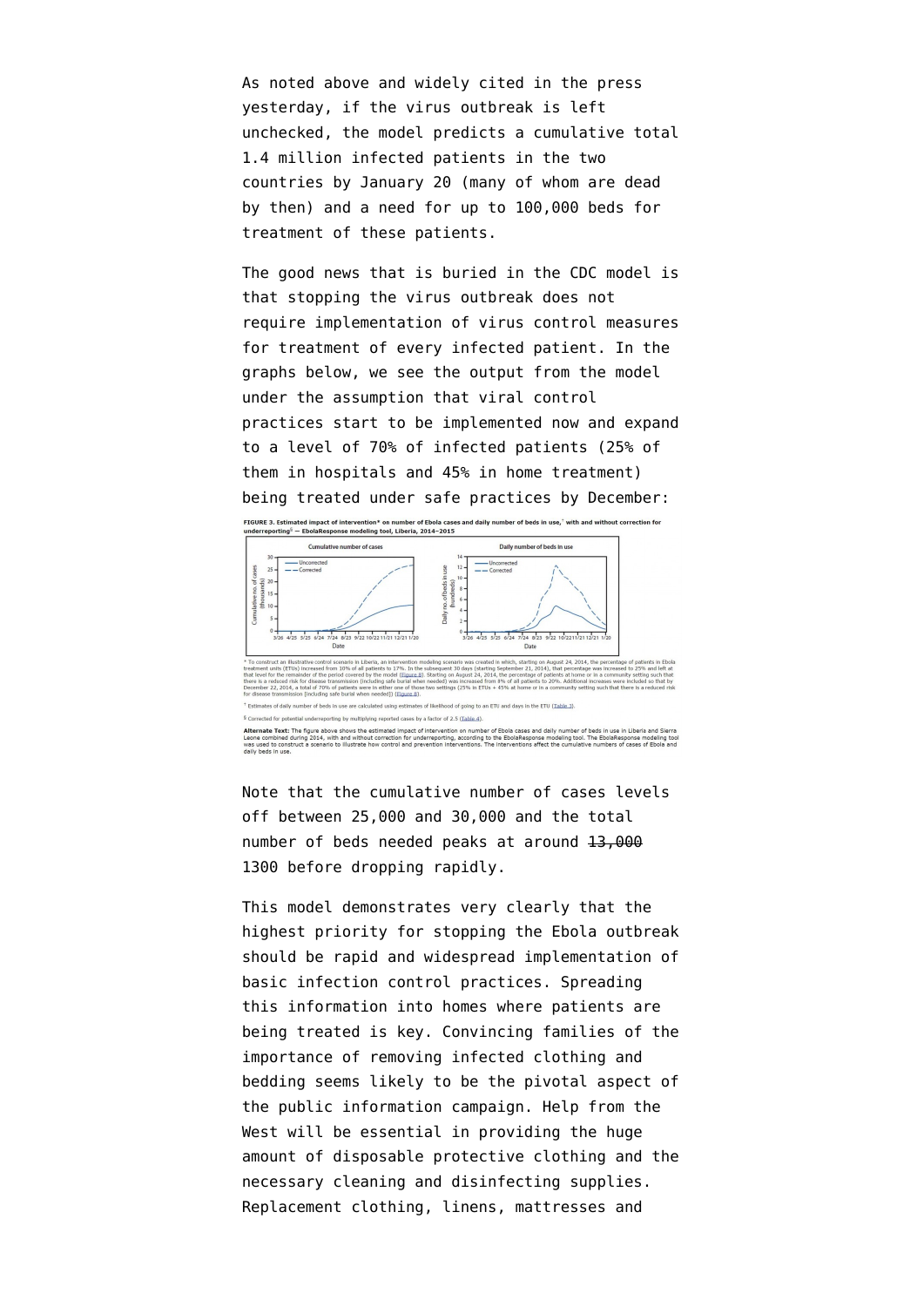As noted above and widely cited in the press yesterday, if the virus outbreak is left unchecked, the model predicts a cumulative total 1.4 million infected patients in the two countries by January 20 (many of whom are dead by then) and a need for up to 100,000 beds for treatment of these patients.

The good news that is buried in the CDC model is that stopping the virus outbreak does not require implementation of virus control measures for treatment of every infected patient. In the graphs below, we see the output from the model under the assumption that viral control practices start to be implemented now and expand to a level of 70% of infected patients (25% of them in hospitals and 45% in home treatment) being treated under safe practices by December:

**FIGURE 3. Estimated impact of intervention* on number of Ebola cases and daily number of beds in use,† with and without correction for underreporting§ — EbolaResponse modeling tool, Liberia, 2014–2015**

* To construct an illustrative control scenario in Liberia, an intervention modeling scenario was created in which, starting on August 24, 2014, the percentage of patients in Ebola treatment units (ETUs) increased from 10% of all patients to 17%. In the subsequent 30 days (starting September 21, 2014), that percentage was increased to 25% and left at that level for the remainder of the period covered by the model (Figure 8). Starting on August 24, 2014, the percentage of patients at home or in a community setting such that there is a reduced risk for disease transmission (including safe burial when needed) was increased from 8% of all patients to 20%. Additional increases were included so that by December 22, 2014, a total of 70% of patients were in either one of those two settings (25% in ETUs + 45% at home or in a community setting such that there is a reduced risk for disease transmission [including safe burial when needed]) (Figure 8).

† Estimates of daily number of beds in use are calculated using estimates of likelihood of going to an ETU and days in the ETU (Table 3).

§ Corrected for potential underreporting by multiplying reported cases by a factor of 2.5 (Table 4).

**Alternate Text:** The figure above shows the estimated impact of intervention on number of Ebola cases and daily number of beds in use in Liberia and Sierra Leone combined during 2014, with and without correction for underreporting, according to the EbolaResponse modeling tool. The EbolaResponse modeling tool was used to construct a scenario to illustrate how control and prevention interventions. The interventions affect the cumulative numbers of cases of Ebola and daily beds in use.

Note that the cumulative number of cases levels off between 25,000 and 30,000 and the total number of beds needed peaks at around ~~13,000~~ 1300 before dropping rapidly.

This model demonstrates very clearly that the highest priority for stopping the Ebola outbreak should be rapid and widespread implementation of basic infection control practices. Spreading this information into homes where patients are being treated is key. Convincing families of the importance of removing infected clothing and bedding seems likely to be the pivotal aspect of the public information campaign. Help from the West will be essential in providing the huge amount of disposable protective clothing and the necessary cleaning and disinfecting supplies. Replacement clothing, linens, mattresses and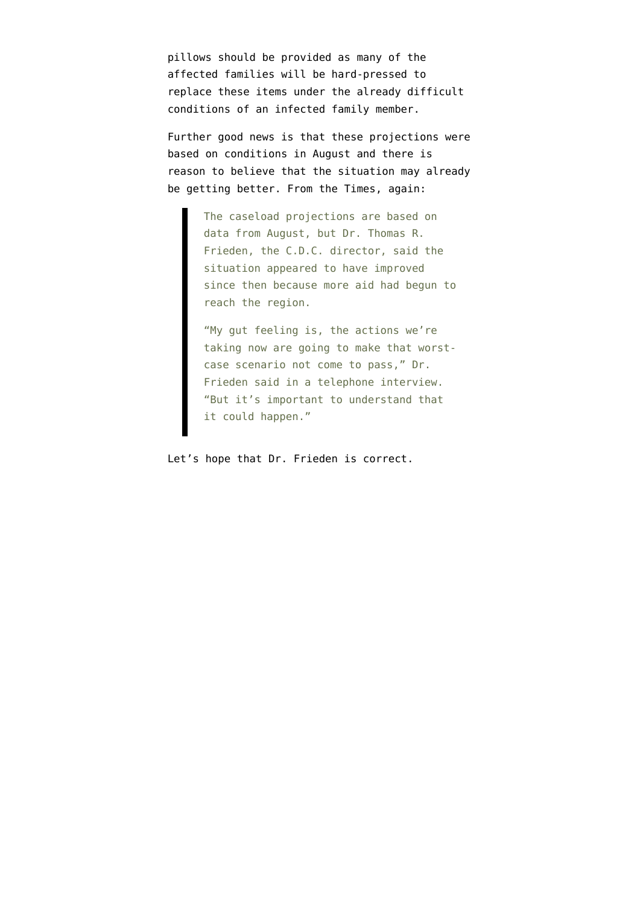pillows should be provided as many of the affected families will be hard-pressed to replace these items under the already difficult conditions of an infected family member.

Further good news is that these projections were based on conditions in August and there is reason to believe that the situation may already be getting better. From the Times, again:

> The caseload projections are based on data from August, but Dr. Thomas R. Frieden, the C.D.C. director, said the situation appeared to have improved since then because more aid had begun to reach the region.
>
> "My gut feeling is, the actions we're taking now are going to make that worst-case scenario not come to pass," Dr. Frieden said in a telephone interview. "But it's important to understand that it could happen."

Let's hope that Dr. Frieden is correct.